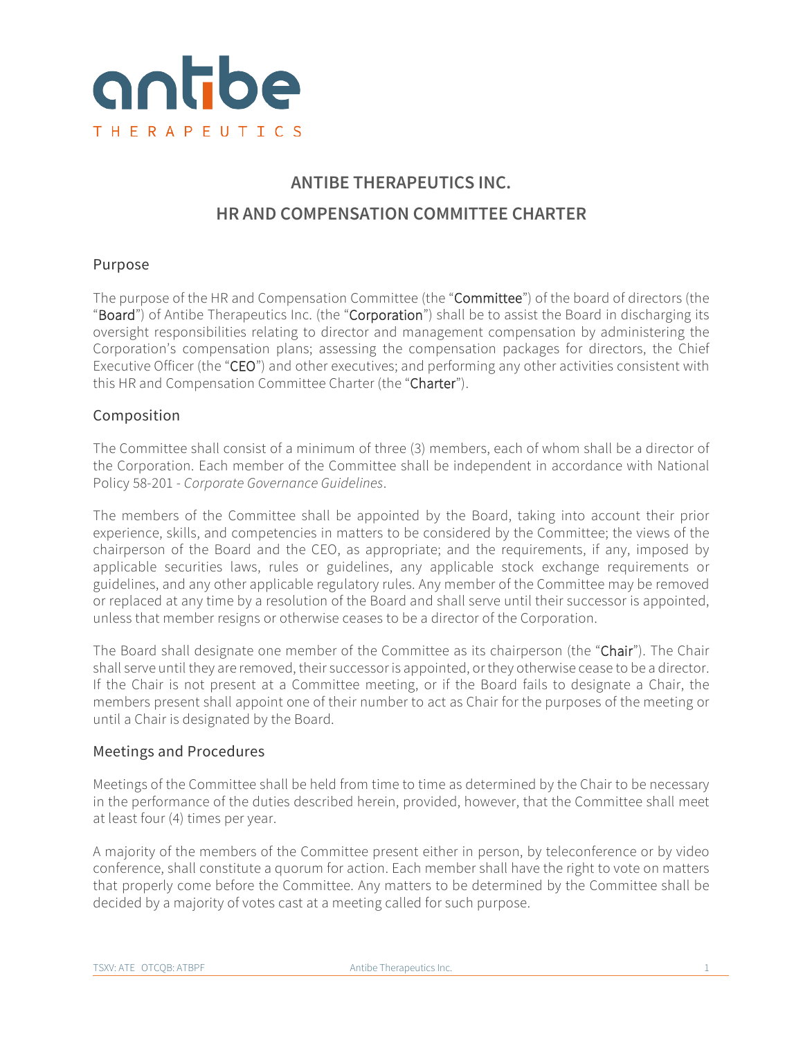# ANTIBE THERAPEUTICS INC.

# HR AND COMPENSATION COMMITTEE CHARTER

## Purpose

The purpose of the HR and Compensation Committee (the "**Committee**") of the board of directors (the "**Board**") of Antibe Therapeutics Inc. (the "**Corporation**") shall be to assist the Board in discharging its oversight responsibilities relating to director and management compensation by administering the Corporation's compensation plans; assessing the compensation packages for directors, the Chief Executive Officer (the "**CEO**") and other executives; and performing any other activities consistent with this HR and Compensation Committee Charter (the "**Charter**").

## Composition

The Committee shall consist of a minimum of three (3) members, each of whom shall be a director of the Corporation. Each member of the Committee shall be independent in accordance with National Policy 58-201 - *Corporate Governance Guidelines*.

The members of the Committee shall be appointed by the Board, taking into account their prior experience, skills, and competencies in matters to be considered by the Committee; the views of the chairperson of the Board and the CEO, as appropriate; and the requirements, if any, imposed by applicable securities laws, rules or guidelines, any applicable stock exchange requirements or guidelines, and any other applicable regulatory rules. Any member of the Committee may be removed or replaced at any time by a resolution of the Board and shall serve until their successor is appointed, unless that member resigns or otherwise ceases to be a director of the Corporation.

The Board shall designate one member of the Committee as its chairperson (the "**Chair**"). The Chair shall serve until they are removed, their successor is appointed, or they otherwise cease to be a director. If the Chair is not present at a Committee meeting, or if the Board fails to designate a Chair, the members present shall appoint one of their number to act as Chair for the purposes of the meeting or until a Chair is designated by the Board.

## Meetings and Procedures

Meetings of the Committee shall be held from time to time as determined by the Chair to be necessary in the performance of the duties described herein, provided, however, that the Committee shall meet at least four (4) times per year.

A majority of the members of the Committee present either in person, by teleconference or by video conference, shall constitute a quorum for action. Each member shall have the right to vote on matters that properly come before the Committee. Any matters to be determined by the Committee shall be decided by a majority of votes cast at a meeting called for such purpose.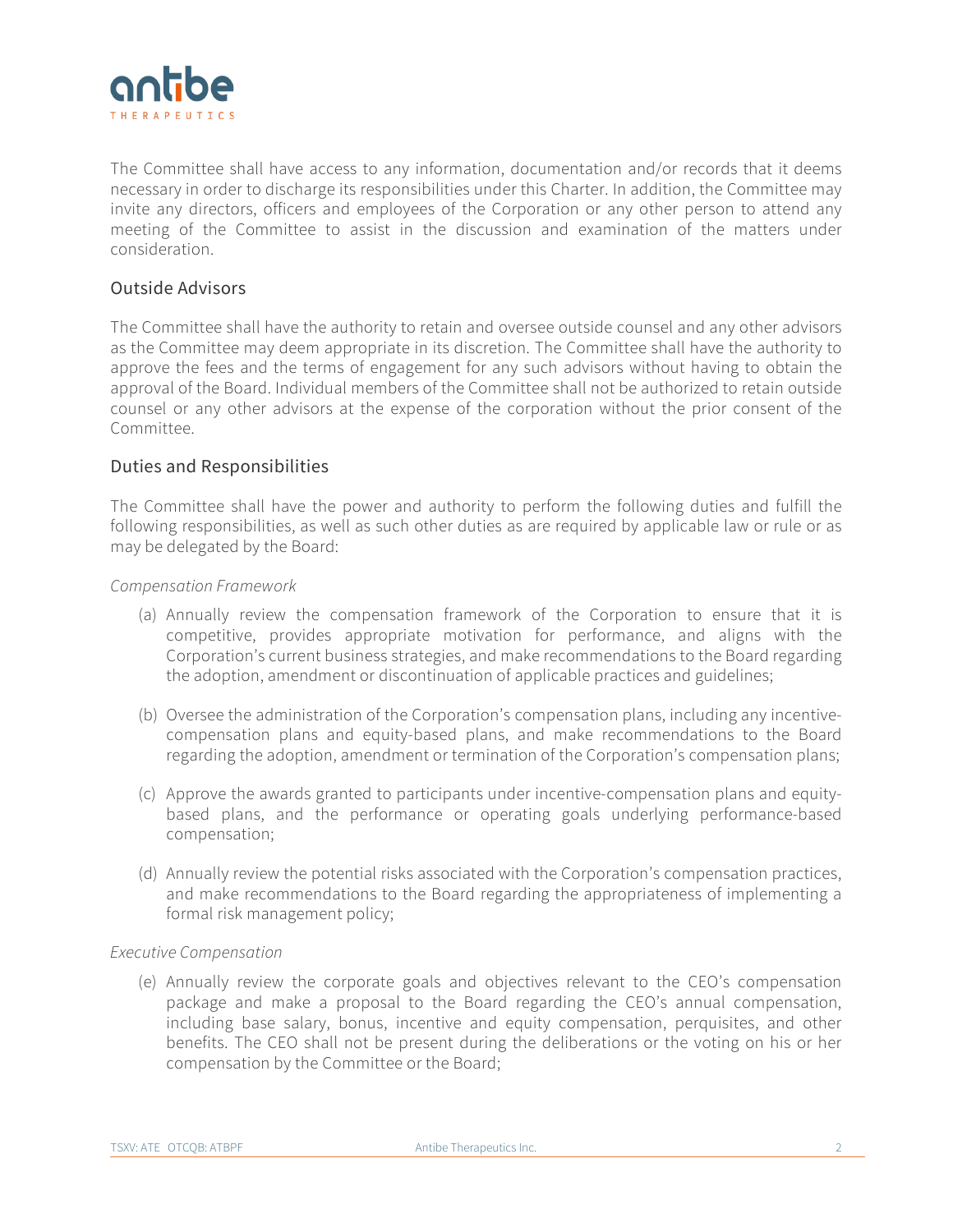The Committee shall have access to any information, documentation and/or records that it deems necessary in order to discharge its responsibilities under this Charter. In addition, the Committee may invite any directors, officers and employees of the Corporation or any other person to attend any meeting of the Committee to assist in the discussion and examination of the matters under consideration.

## Outside Advisors

The Committee shall have the authority to retain and oversee outside counsel and any other advisors as the Committee may deem appropriate in its discretion. The Committee shall have the authority to approve the fees and the terms of engagement for any such advisors without having to obtain the approval of the Board. Individual members of the Committee shall not be authorized to retain outside counsel or any other advisors at the expense of the corporation without the prior consent of the Committee.

## Duties and Responsibilities

The Committee shall have the power and authority to perform the following duties and fulfill the following responsibilities, as well as such other duties as are required by applicable law or rule or as may be delegated by the Board:

*Compensation Framework*

(a) Annually review the compensation framework of the Corporation to ensure that it is competitive, provides appropriate motivation for performance, and aligns with the Corporation's current business strategies, and make recommendations to the Board regarding the adoption, amendment or discontinuation of applicable practices and guidelines;

(b) Oversee the administration of the Corporation's compensation plans, including any incentive-compensation plans and equity-based plans, and make recommendations to the Board regarding the adoption, amendment or termination of the Corporation's compensation plans;

(c) Approve the awards granted to participants under incentive-compensation plans and equity-based plans, and the performance or operating goals underlying performance-based compensation;

(d) Annually review the potential risks associated with the Corporation's compensation practices, and make recommendations to the Board regarding the appropriateness of implementing a formal risk management policy;

*Executive Compensation*

(e) Annually review the corporate goals and objectives relevant to the CEO's compensation package and make a proposal to the Board regarding the CEO's annual compensation, including base salary, bonus, incentive and equity compensation, perquisites, and other benefits. The CEO shall not be present during the deliberations or the voting on his or her compensation by the Committee or the Board;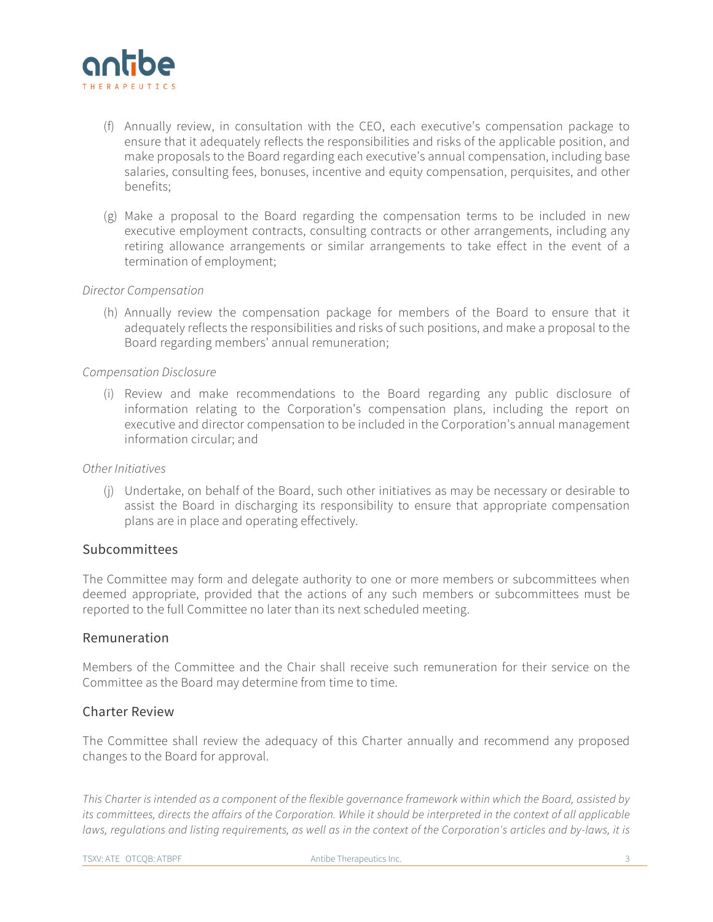(f) Annually review, in consultation with the CEO, each executive's compensation package to ensure that it adequately reflects the responsibilities and risks of the applicable position, and make proposals to the Board regarding each executive's annual compensation, including base salaries, consulting fees, bonuses, incentive and equity compensation, perquisites, and other benefits;

(g) Make a proposal to the Board regarding the compensation terms to be included in new executive employment contracts, consulting contracts or other arrangements, including any retiring allowance arrangements or similar arrangements to take effect in the event of a termination of employment;

*Director Compensation*

(h) Annually review the compensation package for members of the Board to ensure that it adequately reflects the responsibilities and risks of such positions, and make a proposal to the Board regarding members' annual remuneration;

*Compensation Disclosure*

(i) Review and make recommendations to the Board regarding any public disclosure of information relating to the Corporation's compensation plans, including the report on executive and director compensation to be included in the Corporation's annual management information circular; and

*Other Initiatives*

(j) Undertake, on behalf of the Board, such other initiatives as may be necessary or desirable to assist the Board in discharging its responsibility to ensure that appropriate compensation plans are in place and operating effectively.

## Subcommittees

The Committee may form and delegate authority to one or more members or subcommittees when deemed appropriate, provided that the actions of any such members or subcommittees must be reported to the full Committee no later than its next scheduled meeting.

## Remuneration

Members of the Committee and the Chair shall receive such remuneration for their service on the Committee as the Board may determine from time to time.

## Charter Review

The Committee shall review the adequacy of this Charter annually and recommend any proposed changes to the Board for approval.

*This Charter is intended as a component of the flexible governance framework within which the Board, assisted by its committees, directs the affairs of the Corporation. While it should be interpreted in the context of all applicable laws, regulations and listing requirements, as well as in the context of the Corporation's articles and by-laws, it is*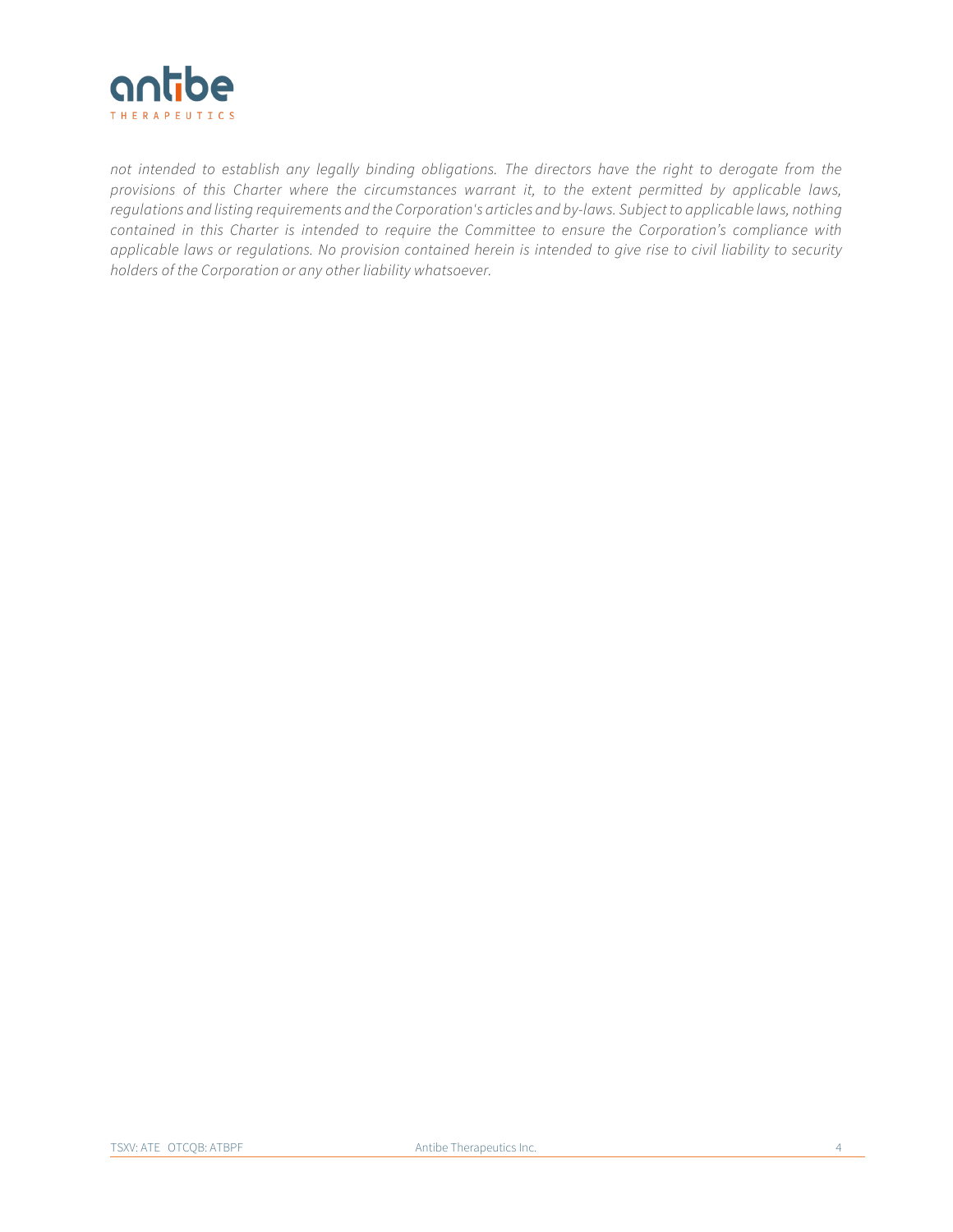*not intended to establish any legally binding obligations. The directors have the right to derogate from the provisions of this Charter where the circumstances warrant it, to the extent permitted by applicable laws, regulations and listing requirements and the Corporation's articles and by-laws. Subject to applicable laws, nothing contained in this Charter is intended to require the Committee to ensure the Corporation's compliance with applicable laws or regulations. No provision contained herein is intended to give rise to civil liability to security holders of the Corporation or any other liability whatsoever.*